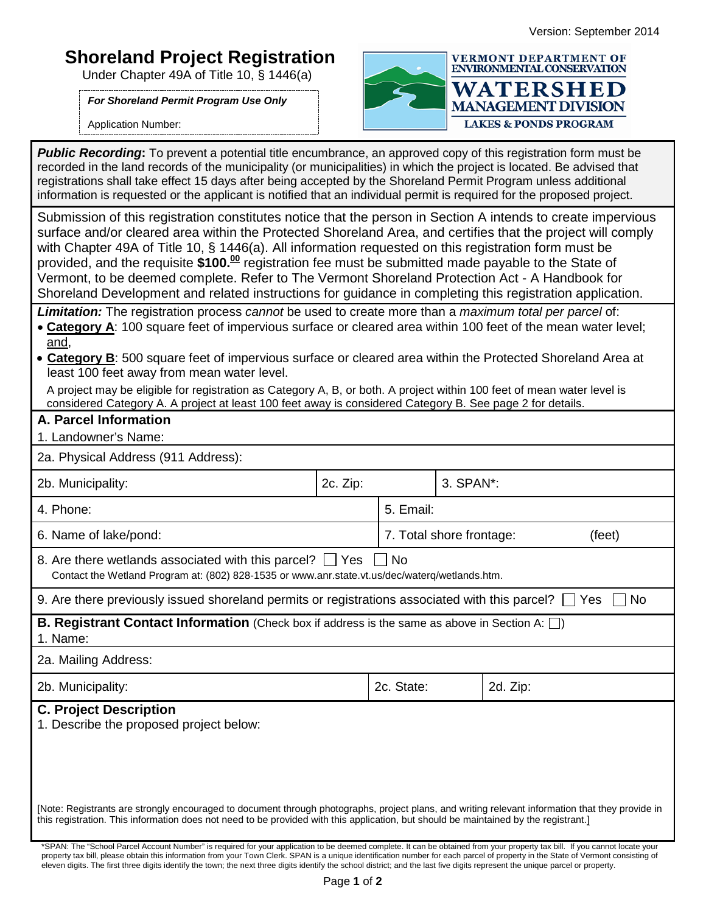Version: September 2014

# Shoreland Project Registration

Under Chapter 49A of Title 10, § 1446(a)

***For Shoreland Permit Program Use Only***

Application Number:

VERMONT DEPARTMENT OF ENVIRONMENTAL CONSERVATION
WATERSHED MANAGEMENT DIVISION
LAKES & PONDS PROGRAM

***Public Recording*:** To prevent a potential title encumbrance, an approved copy of this registration form must be recorded in the land records of the municipality (or municipalities) in which the project is located. Be advised that registrations shall take effect 15 days after being accepted by the Shoreland Permit Program unless additional information is requested or the applicant is notified that an individual permit is required for the proposed project.

Submission of this registration constitutes notice that the person in Section A intends to create impervious surface and/or cleared area within the Protected Shoreland Area, and certifies that the project will comply with Chapter 49A of Title 10, § 1446(a). All information requested on this registration form must be provided, and the requisite **$100.00** registration fee must be submitted made payable to the State of Vermont, to be deemed complete. Refer to The Vermont Shoreland Protection Act - A Handbook for Shoreland Development and related instructions for guidance in completing this registration application.

***Limitation:*** The registration process *cannot* be used to create more than a *maximum total per parcel* of:

- **Category A**: 100 square feet of impervious surface or cleared area within 100 feet of the mean water level; and,
- **Category B**: 500 square feet of impervious surface or cleared area within the Protected Shoreland Area at least 100 feet away from mean water level.

A project may be eligible for registration as Category A, B, or both. A project within 100 feet of mean water level is considered Category A. A project at least 100 feet away is considered Category B. See page 2 for details.

## A. Parcel Information

1. Landowner's Name:

2a. Physical Address (911 Address):

| 2b. Municipality: | 2c. Zip: | 3. SPAN*: |
|---|---|---|

| 4. Phone: | 5. Email: |
|---|---|
| 6. Name of lake/pond: | 7. Total shore frontage: (feet) |

8. Are there wetlands associated with this parcel? ☐ Yes ☐ No
Contact the Wetland Program at: (802) 828-1535 or www.anr.state.vt.us/dec/waterq/wetlands.htm.

9. Are there previously issued shoreland permits or registrations associated with this parcel? ☐ Yes ☐ No

## B. Registrant Contact Information (Check box if address is the same as above in Section A: ☐)

1. Name:

2a. Mailing Address:

| 2b. Municipality: | 2c. State: | 2d. Zip: |
|---|---|---|

## C. Project Description

1. Describe the proposed project below:

[Note: Registrants are strongly encouraged to document through photographs, project plans, and writing relevant information that they provide in this registration. This information does not need to be provided with this application, but should be maintained by the registrant.]

*SPAN: The "School Parcel Account Number" is required for your application to be deemed complete. It can be obtained from your property tax bill. If you cannot locate your property tax bill, please obtain this information from your Town Clerk. SPAN is a unique identification number for each parcel of property in the State of Vermont consisting of eleven digits. The first three digits identify the town; the next three digits identify the school district; and the last five digits represent the unique parcel or property.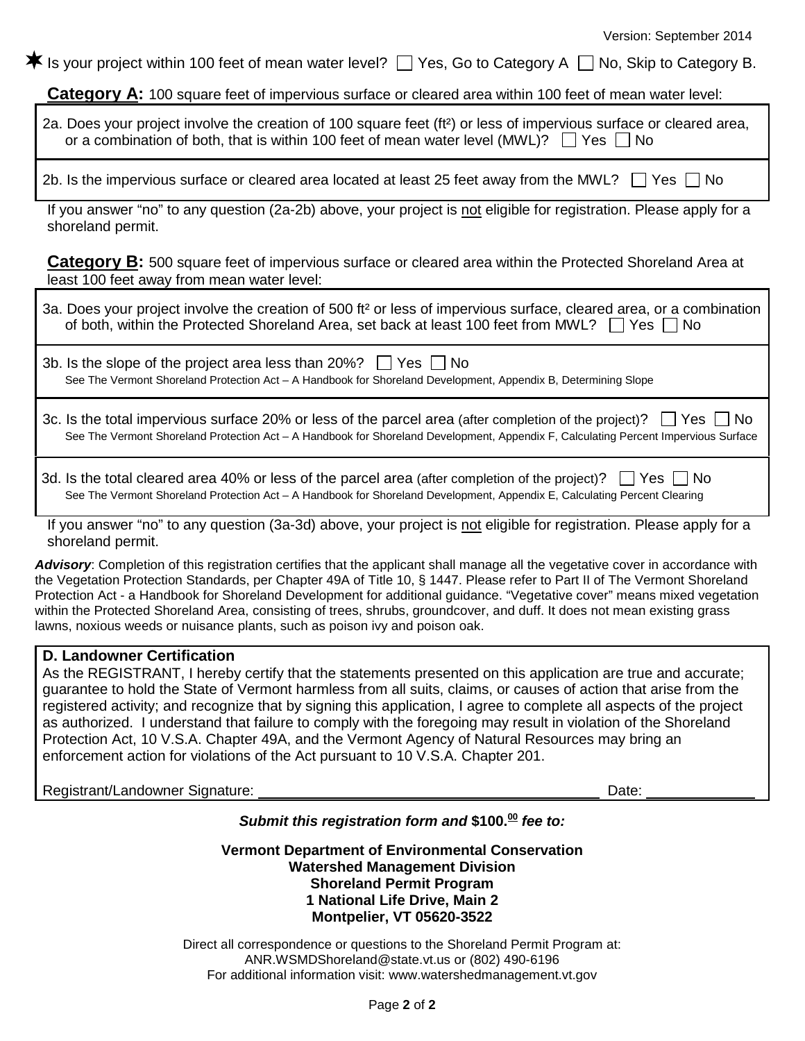Version: September 2014

✶ Is your project within 100 feet of mean water level? ☐ Yes, Go to Category A ☐ No, Skip to Category B.

**Category A:** 100 square feet of impervious surface or cleared area within 100 feet of mean water level:

2a. Does your project involve the creation of 100 square feet ($ft^2$) or less of impervious surface or cleared area, or a combination of both, that is within 100 feet of mean water level (MWL)? ☐ Yes ☐ No

2b. Is the impervious surface or cleared area located at least 25 feet away from the MWL? ☐ Yes ☐ No

If you answer "no" to any question (2a-2b) above, your project is not eligible for registration. Please apply for a shoreland permit.

**Category B:** 500 square feet of impervious surface or cleared area within the Protected Shoreland Area at least 100 feet away from mean water level:

3a. Does your project involve the creation of 500 $ft^2$ or less of impervious surface, cleared area, or a combination of both, within the Protected Shoreland Area, set back at least 100 feet from MWL? ☐ Yes ☐ No

3b. Is the slope of the project area less than 20%? ☐ Yes ☐ No
See The Vermont Shoreland Protection Act – A Handbook for Shoreland Development, Appendix B, Determining Slope

3c. Is the total impervious surface 20% or less of the parcel area (after completion of the project)? ☐ Yes ☐ No
See The Vermont Shoreland Protection Act – A Handbook for Shoreland Development, Appendix F, Calculating Percent Impervious Surface

3d. Is the total cleared area 40% or less of the parcel area (after completion of the project)? ☐ Yes ☐ No
See The Vermont Shoreland Protection Act – A Handbook for Shoreland Development, Appendix E, Calculating Percent Clearing

If you answer "no" to any question (3a-3d) above, your project is not eligible for registration. Please apply for a shoreland permit.

***Advisory***: Completion of this registration certifies that the applicant shall manage all the vegetative cover in accordance with the Vegetation Protection Standards, per Chapter 49A of Title 10, § 1447. Please refer to Part II of The Vermont Shoreland Protection Act - a Handbook for Shoreland Development for additional guidance. "Vegetative cover" means mixed vegetation within the Protected Shoreland Area, consisting of trees, shrubs, groundcover, and duff. It does not mean existing grass lawns, noxious weeds or nuisance plants, such as poison ivy and poison oak.

**D. Landowner Certification**

As the REGISTRANT, I hereby certify that the statements presented on this application are true and accurate; guarantee to hold the State of Vermont harmless from all suits, claims, or causes of action that arise from the registered activity; and recognize that by signing this application, I agree to complete all aspects of the project as authorized. I understand that failure to comply with the foregoing may result in violation of the Shoreland Protection Act, 10 V.S.A. Chapter 49A, and the Vermont Agency of Natural Resources may bring an enforcement action for violations of the Act pursuant to 10 V.S.A. Chapter 201.

Registrant/Landowner Signature: ____________________________________________ Date: ______________

***Submit this registration form and* $100.00 *fee to:***

**Vermont Department of Environmental Conservation**
**Watershed Management Division**
**Shoreland Permit Program**
**1 National Life Drive, Main 2**
**Montpelier, VT 05620-3522**

Direct all correspondence or questions to the Shoreland Permit Program at:
ANR.WSMDShoreland@state.vt.us or (802) 490-6196
For additional information visit: www.watershedmanagement.vt.gov